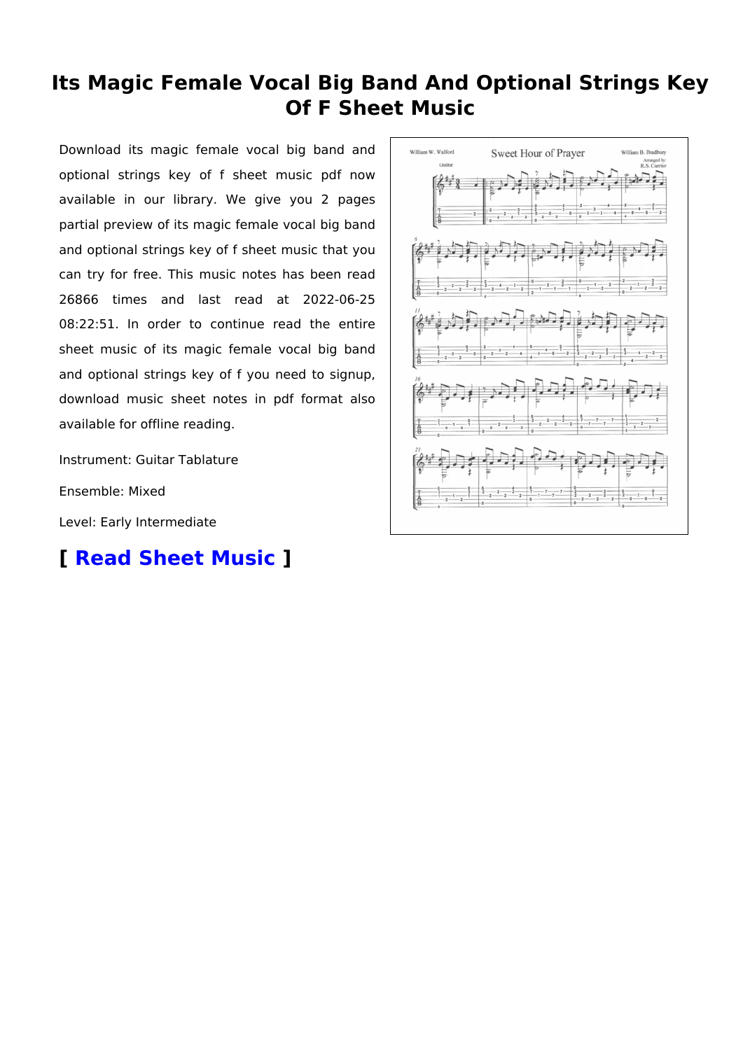# Its Magic Female Vocal Big Band And Optional Strings Key Of F Sheet Music

Download its magic female vocal big band and optional strings key of f sheet music pdf now available in our library. We give you 2 pages partial preview of its magic female vocal big band and optional strings key of f sheet music that you can try for free. This music notes has been read 26866 times and last read at 2022-06-25 08:22:51. In order to continue read the entire sheet music of its magic female vocal big band and optional strings key of f you need to signup, download music sheet notes in pdf format also available for offline reading.

Instrument: Guitar Tablature

Ensemble: Mixed

Level: Early Intermediate

## [ Read Sheet Music ]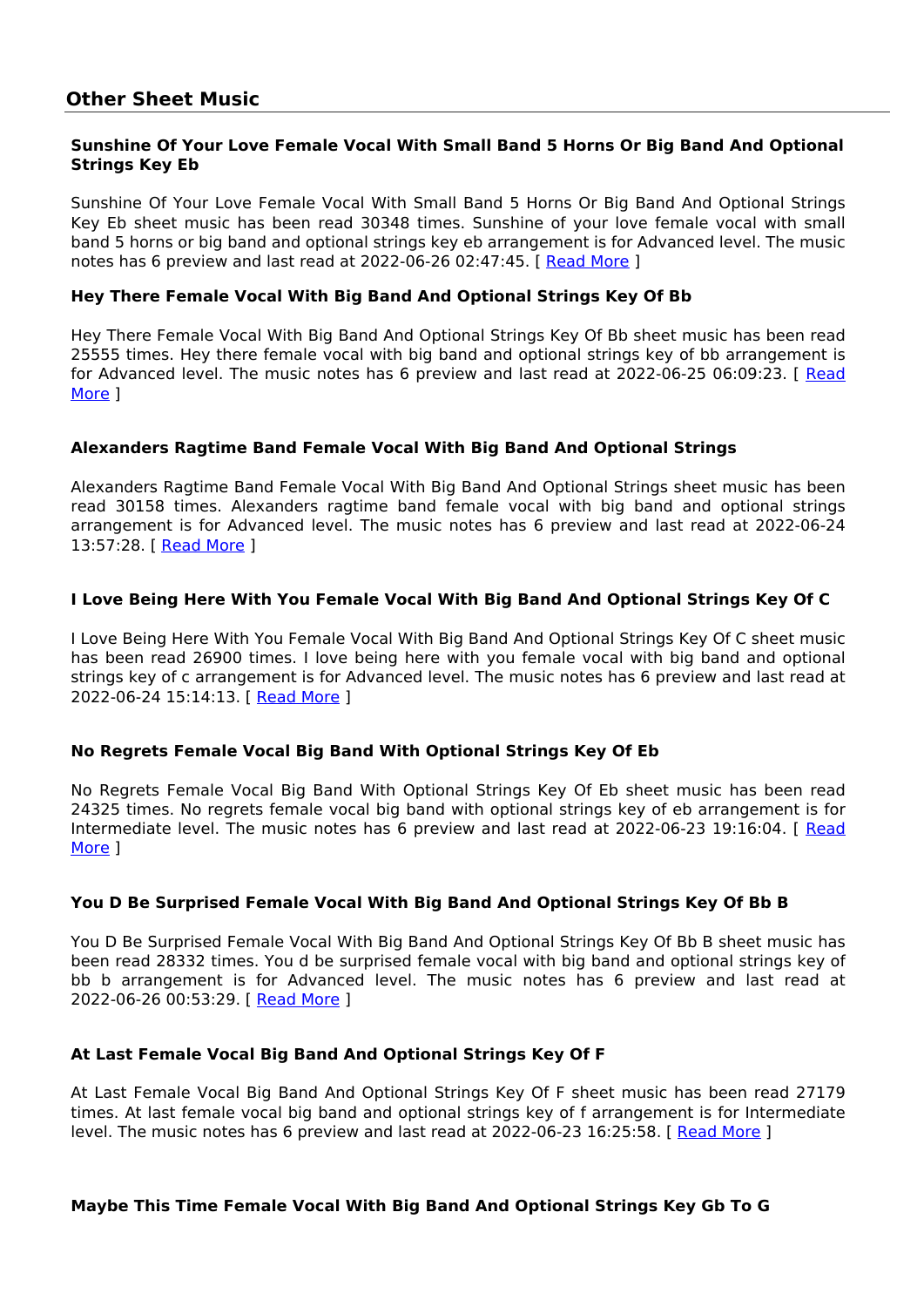## Other Sheet Music

### Sunshine Of Your Love Female Vocal With Small Band 5 Horns Or Big Band And Optional Strings Key Eb

Sunshine Of Your Love Female Vocal With Small Band 5 Horns Or Big Band And Optional Strings Key Eb sheet music has been read 30348 times. Sunshine of your love female vocal with small band 5 horns or big band and optional strings key eb arrangement is for Advanced level. The music notes has 6 preview and last read at 2022-06-26 02:47:45. [ Read More ]

### Hey There Female Vocal With Big Band And Optional Strings Key Of Bb

Hey There Female Vocal With Big Band And Optional Strings Key Of Bb sheet music has been read 25555 times. Hey there female vocal with big band and optional strings key of bb arrangement is for Advanced level. The music notes has 6 preview and last read at 2022-06-25 06:09:23. [ Read More ]

### Alexanders Ragtime Band Female Vocal With Big Band And Optional Strings

Alexanders Ragtime Band Female Vocal With Big Band And Optional Strings sheet music has been read 30158 times. Alexanders ragtime band female vocal with big band and optional strings arrangement is for Advanced level. The music notes has 6 preview and last read at 2022-06-24 13:57:28. [ Read More ]

### I Love Being Here With You Female Vocal With Big Band And Optional Strings Key Of C

I Love Being Here With You Female Vocal With Big Band And Optional Strings Key Of C sheet music has been read 26900 times. I love being here with you female vocal with big band and optional strings key of c arrangement is for Advanced level. The music notes has 6 preview and last read at 2022-06-24 15:14:13. [ Read More ]

### No Regrets Female Vocal Big Band With Optional Strings Key Of Eb

No Regrets Female Vocal Big Band With Optional Strings Key Of Eb sheet music has been read 24325 times. No regrets female vocal big band with optional strings key of eb arrangement is for Intermediate level. The music notes has 6 preview and last read at 2022-06-23 19:16:04. [ Read More ]

### You D Be Surprised Female Vocal With Big Band And Optional Strings Key Of Bb B

You D Be Surprised Female Vocal With Big Band And Optional Strings Key Of Bb B sheet music has been read 28332 times. You d be surprised female vocal with big band and optional strings key of bb b arrangement is for Advanced level. The music notes has 6 preview and last read at 2022-06-26 00:53:29. [ Read More ]

### At Last Female Vocal Big Band And Optional Strings Key Of F

At Last Female Vocal Big Band And Optional Strings Key Of F sheet music has been read 27179 times. At last female vocal big band and optional strings key of f arrangement is for Intermediate level. The music notes has 6 preview and last read at 2022-06-23 16:25:58. [ Read More ]

### Maybe This Time Female Vocal With Big Band And Optional Strings Key Gb To G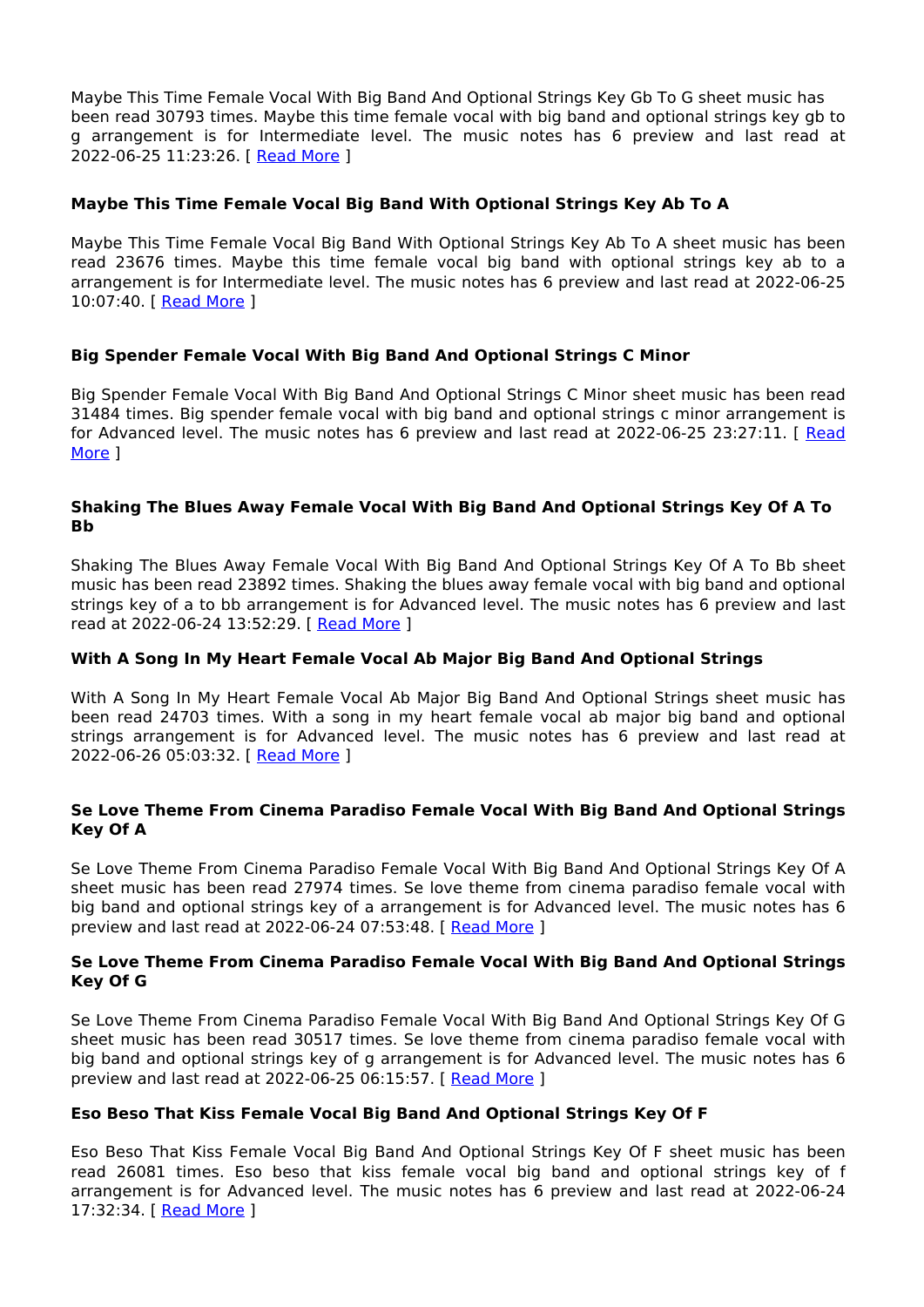Maybe This Time Female Vocal With Big Band And Optional Strings Key Gb To G sheet music has been read 30793 times. Maybe this time female vocal with big band and optional strings key gb to g arrangement is for Intermediate level. The music notes has 6 preview and last read at 2022-06-25 11:23:26. [ Read More ]

### Maybe This Time Female Vocal Big Band With Optional Strings Key Ab To A

Maybe This Time Female Vocal Big Band With Optional Strings Key Ab To A sheet music has been read 23676 times. Maybe this time female vocal big band with optional strings key ab to a arrangement is for Intermediate level. The music notes has 6 preview and last read at 2022-06-25 10:07:40. [ Read More ]

### Big Spender Female Vocal With Big Band And Optional Strings C Minor

Big Spender Female Vocal With Big Band And Optional Strings C Minor sheet music has been read 31484 times. Big spender female vocal with big band and optional strings c minor arrangement is for Advanced level. The music notes has 6 preview and last read at 2022-06-25 23:27:11. [ Read More ]

### Shaking The Blues Away Female Vocal With Big Band And Optional Strings Key Of A To Bb

Shaking The Blues Away Female Vocal With Big Band And Optional Strings Key Of A To Bb sheet music has been read 23892 times. Shaking the blues away female vocal with big band and optional strings key of a to bb arrangement is for Advanced level. The music notes has 6 preview and last read at 2022-06-24 13:52:29. [ Read More ]

### With A Song In My Heart Female Vocal Ab Major Big Band And Optional Strings

With A Song In My Heart Female Vocal Ab Major Big Band And Optional Strings sheet music has been read 24703 times. With a song in my heart female vocal ab major big band and optional strings arrangement is for Advanced level. The music notes has 6 preview and last read at 2022-06-26 05:03:32. [ Read More ]

### Se Love Theme From Cinema Paradiso Female Vocal With Big Band And Optional Strings Key Of A

Se Love Theme From Cinema Paradiso Female Vocal With Big Band And Optional Strings Key Of A sheet music has been read 27974 times. Se love theme from cinema paradiso female vocal with big band and optional strings key of a arrangement is for Advanced level. The music notes has 6 preview and last read at 2022-06-24 07:53:48. [ Read More ]

### Se Love Theme From Cinema Paradiso Female Vocal With Big Band And Optional Strings Key Of G

Se Love Theme From Cinema Paradiso Female Vocal With Big Band And Optional Strings Key Of G sheet music has been read 30517 times. Se love theme from cinema paradiso female vocal with big band and optional strings key of g arrangement is for Advanced level. The music notes has 6 preview and last read at 2022-06-25 06:15:57. [ Read More ]

### Eso Beso That Kiss Female Vocal Big Band And Optional Strings Key Of F

Eso Beso That Kiss Female Vocal Big Band And Optional Strings Key Of F sheet music has been read 26081 times. Eso beso that kiss female vocal big band and optional strings key of f arrangement is for Advanced level. The music notes has 6 preview and last read at 2022-06-24 17:32:34. [ Read More ]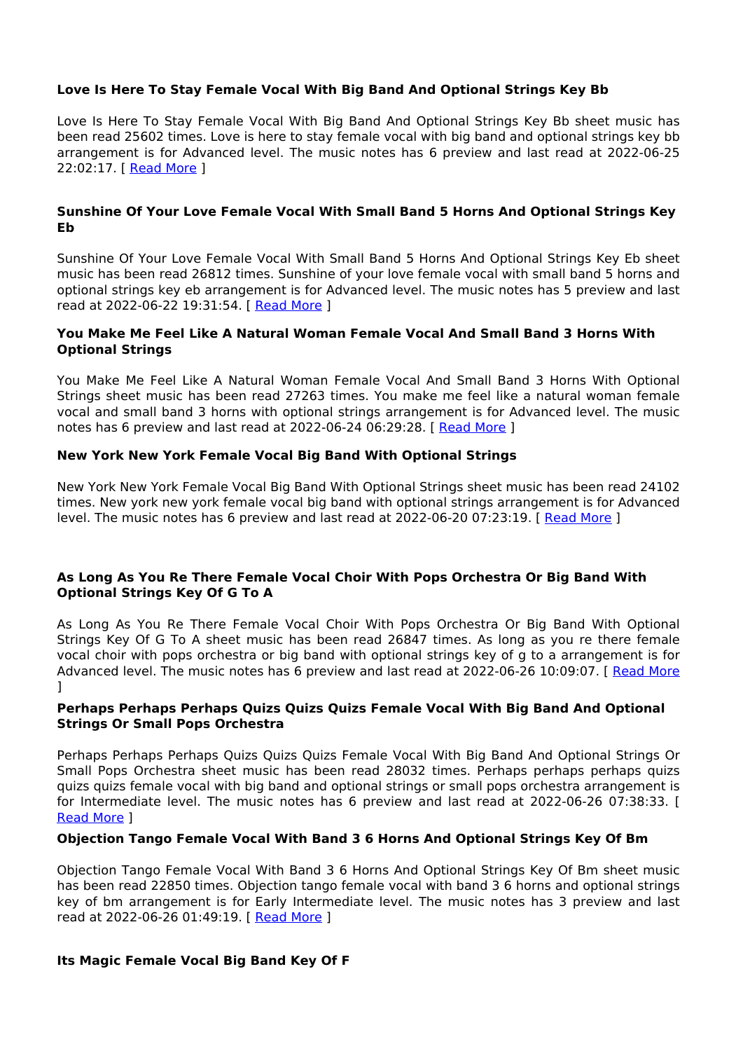### Love Is Here To Stay Female Vocal With Big Band And Optional Strings Key Bb

Love Is Here To Stay Female Vocal With Big Band And Optional Strings Key Bb sheet music has been read 25602 times. Love is here to stay female vocal with big band and optional strings key bb arrangement is for Advanced level. The music notes has 6 preview and last read at 2022-06-25 22:02:17. [ Read More ]

### Sunshine Of Your Love Female Vocal With Small Band 5 Horns And Optional Strings Key Eb

Sunshine Of Your Love Female Vocal With Small Band 5 Horns And Optional Strings Key Eb sheet music has been read 26812 times. Sunshine of your love female vocal with small band 5 horns and optional strings key eb arrangement is for Advanced level. The music notes has 5 preview and last read at 2022-06-22 19:31:54. [ Read More ]

### You Make Me Feel Like A Natural Woman Female Vocal And Small Band 3 Horns With Optional Strings

You Make Me Feel Like A Natural Woman Female Vocal And Small Band 3 Horns With Optional Strings sheet music has been read 27263 times. You make me feel like a natural woman female vocal and small band 3 horns with optional strings arrangement is for Advanced level. The music notes has 6 preview and last read at 2022-06-24 06:29:28. [ Read More ]

### New York New York Female Vocal Big Band With Optional Strings

New York New York Female Vocal Big Band With Optional Strings sheet music has been read 24102 times. New york new york female vocal big band with optional strings arrangement is for Advanced level. The music notes has 6 preview and last read at 2022-06-20 07:23:19. [ Read More ]

### As Long As You Re There Female Vocal Choir With Pops Orchestra Or Big Band With Optional Strings Key Of G To A

As Long As You Re There Female Vocal Choir With Pops Orchestra Or Big Band With Optional Strings Key Of G To A sheet music has been read 26847 times. As long as you re there female vocal choir with pops orchestra or big band with optional strings key of g to a arrangement is for Advanced level. The music notes has 6 preview and last read at 2022-06-26 10:09:07. [ Read More ]

### Perhaps Perhaps Perhaps Quizs Quizs Quizs Female Vocal With Big Band And Optional Strings Or Small Pops Orchestra

Perhaps Perhaps Perhaps Quizs Quizs Quizs Female Vocal With Big Band And Optional Strings Or Small Pops Orchestra sheet music has been read 28032 times. Perhaps perhaps perhaps quizs quizs quizs female vocal with big band and optional strings or small pops orchestra arrangement is for Intermediate level. The music notes has 6 preview and last read at 2022-06-26 07:38:33. [ Read More ]

### Objection Tango Female Vocal With Band 3 6 Horns And Optional Strings Key Of Bm

Objection Tango Female Vocal With Band 3 6 Horns And Optional Strings Key Of Bm sheet music has been read 22850 times. Objection tango female vocal with band 3 6 horns and optional strings key of bm arrangement is for Early Intermediate level. The music notes has 3 preview and last read at 2022-06-26 01:49:19. [ Read More ]

### Its Magic Female Vocal Big Band Key Of F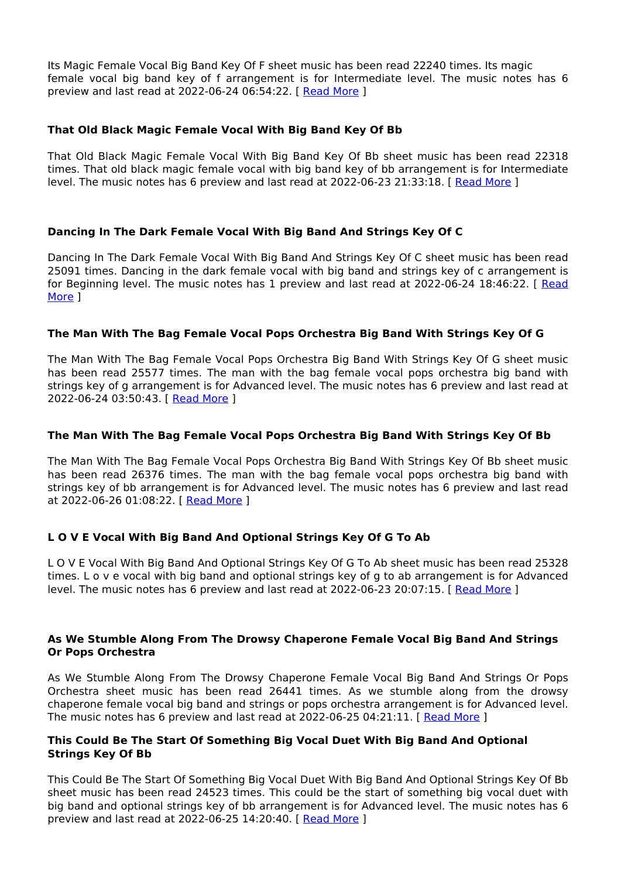Its Magic Female Vocal Big Band Key Of F sheet music has been read 22240 times. Its magic female vocal big band key of f arrangement is for Intermediate level. The music notes has 6 preview and last read at 2022-06-24 06:54:22. [ Read More ]

### That Old Black Magic Female Vocal With Big Band Key Of Bb

That Old Black Magic Female Vocal With Big Band Key Of Bb sheet music has been read 22318 times. That old black magic female vocal with big band key of bb arrangement is for Intermediate level. The music notes has 6 preview and last read at 2022-06-23 21:33:18. [ Read More ]

### Dancing In The Dark Female Vocal With Big Band And Strings Key Of C

Dancing In The Dark Female Vocal With Big Band And Strings Key Of C sheet music has been read 25091 times. Dancing in the dark female vocal with big band and strings key of c arrangement is for Beginning level. The music notes has 1 preview and last read at 2022-06-24 18:46:22. [ Read More ]

### The Man With The Bag Female Vocal Pops Orchestra Big Band With Strings Key Of G

The Man With The Bag Female Vocal Pops Orchestra Big Band With Strings Key Of G sheet music has been read 25577 times. The man with the bag female vocal pops orchestra big band with strings key of g arrangement is for Advanced level. The music notes has 6 preview and last read at 2022-06-24 03:50:43. [ Read More ]

### The Man With The Bag Female Vocal Pops Orchestra Big Band With Strings Key Of Bb

The Man With The Bag Female Vocal Pops Orchestra Big Band With Strings Key Of Bb sheet music has been read 26376 times. The man with the bag female vocal pops orchestra big band with strings key of bb arrangement is for Advanced level. The music notes has 6 preview and last read at 2022-06-26 01:08:22. [ Read More ]

### L O V E Vocal With Big Band And Optional Strings Key Of G To Ab

L O V E Vocal With Big Band And Optional Strings Key Of G To Ab sheet music has been read 25328 times. L o v e vocal with big band and optional strings key of g to ab arrangement is for Advanced level. The music notes has 6 preview and last read at 2022-06-23 20:07:15. [ Read More ]

### As We Stumble Along From The Drowsy Chaperone Female Vocal Big Band And Strings Or Pops Orchestra

As We Stumble Along From The Drowsy Chaperone Female Vocal Big Band And Strings Or Pops Orchestra sheet music has been read 26441 times. As we stumble along from the drowsy chaperone female vocal big band and strings or pops orchestra arrangement is for Advanced level. The music notes has 6 preview and last read at 2022-06-25 04:21:11. [ Read More ]

### This Could Be The Start Of Something Big Vocal Duet With Big Band And Optional Strings Key Of Bb

This Could Be The Start Of Something Big Vocal Duet With Big Band And Optional Strings Key Of Bb sheet music has been read 24523 times. This could be the start of something big vocal duet with big band and optional strings key of bb arrangement is for Advanced level. The music notes has 6 preview and last read at 2022-06-25 14:20:40. [ Read More ]